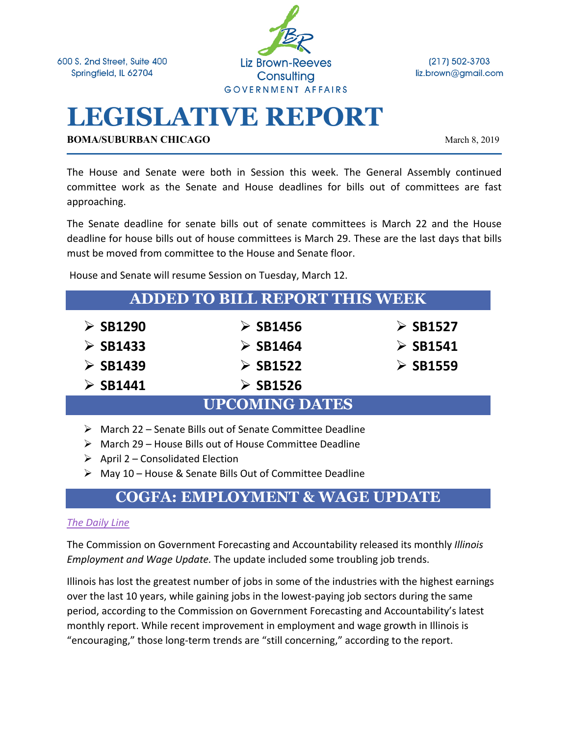600 S. 2nd Street, Suite 400
Springfield, IL 62704

Liz Brown-Reeves Consulting
GOVERNMENT AFFAIRS

(217) 502-3703
liz.brown@gmail.com

# LEGISLATIVE REPORT

**BOMA/SUBURBAN CHICAGO**

March 8, 2019

The House and Senate were both in Session this week. The General Assembly continued committee work as the Senate and House deadlines for bills out of committees are fast approaching.

The Senate deadline for senate bills out of senate committees is March 22 and the House deadline for house bills out of house committees is March 29. These are the last days that bills must be moved from committee to the House and Senate floor.

House and Senate will resume Session on Tuesday, March 12.

## ADDED TO BILL REPORT THIS WEEK

- **SB1290**
- **SB1433**
- **SB1439**
- **SB1441**
- **SB1456**
- **SB1464**
- **SB1522**
- **SB1526**
- **SB1527**
- **SB1541**
- **SB1559**

## UPCOMING DATES

- March 22 – Senate Bills out of Senate Committee Deadline
- March 29 – House Bills out of House Committee Deadline
- April 2 – Consolidated Election
- May 10 – House & Senate Bills Out of Committee Deadline

## COGFA: EMPLOYMENT & WAGE UPDATE

*The Daily Line*

The Commission on Government Forecasting and Accountability released its monthly *Illinois Employment and Wage Update.* The update included some troubling job trends.

Illinois has lost the greatest number of jobs in some of the industries with the highest earnings over the last 10 years, while gaining jobs in the lowest-paying job sectors during the same period, according to the Commission on Government Forecasting and Accountability's latest monthly report. While recent improvement in employment and wage growth in Illinois is "encouraging," those long-term trends are "still concerning," according to the report.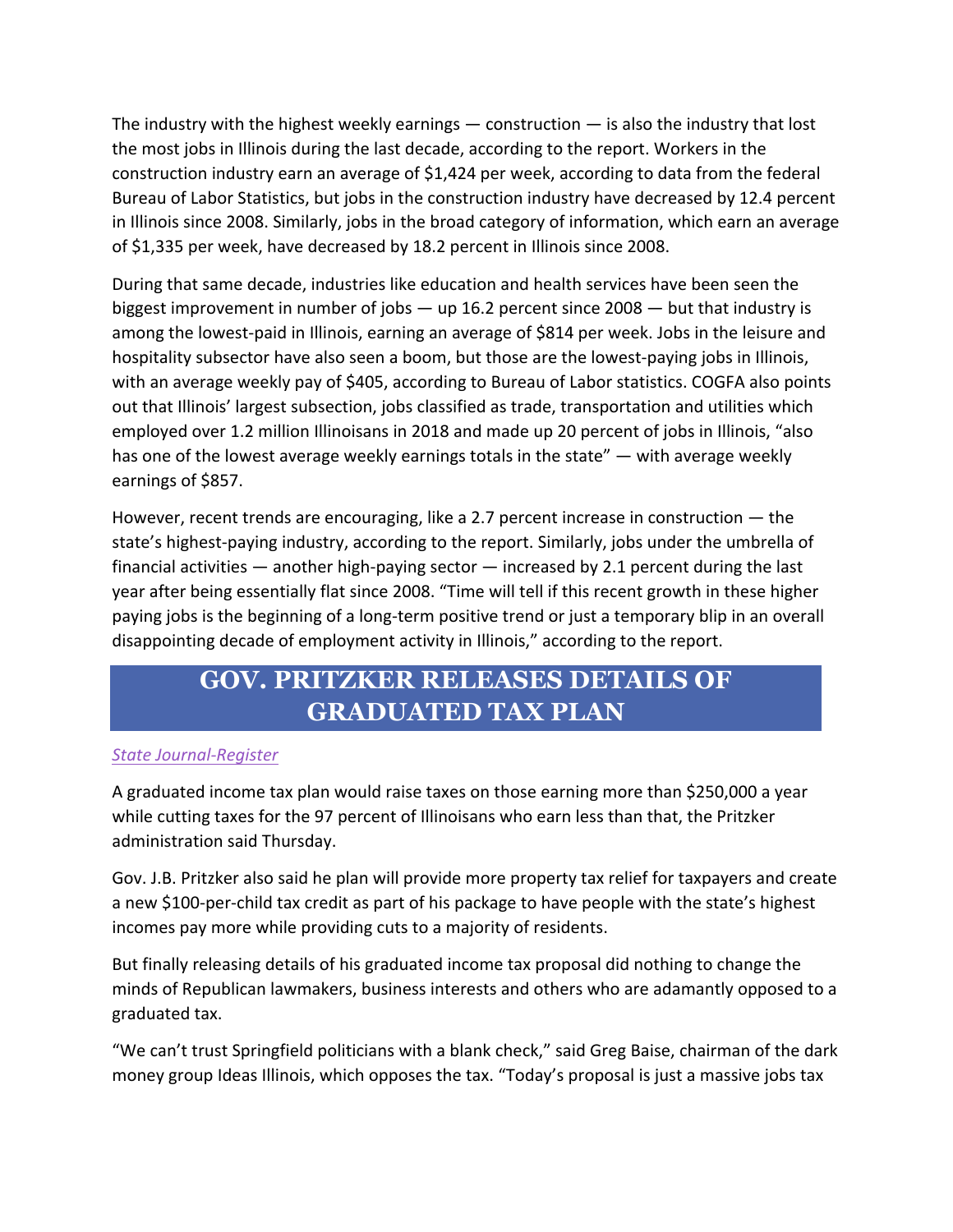The industry with the highest weekly earnings — construction — is also the industry that lost the most jobs in Illinois during the last decade, according to the report. Workers in the construction industry earn an average of $1,424 per week, according to data from the federal Bureau of Labor Statistics, but jobs in the construction industry have decreased by 12.4 percent in Illinois since 2008. Similarly, jobs in the broad category of information, which earn an average of $1,335 per week, have decreased by 18.2 percent in Illinois since 2008.

During that same decade, industries like education and health services have been seen the biggest improvement in number of jobs — up 16.2 percent since 2008 — but that industry is among the lowest-paid in Illinois, earning an average of $814 per week. Jobs in the leisure and hospitality subsector have also seen a boom, but those are the lowest-paying jobs in Illinois, with an average weekly pay of $405, according to Bureau of Labor statistics. COGFA also points out that Illinois' largest subsection, jobs classified as trade, transportation and utilities which employed over 1.2 million Illinoisans in 2018 and made up 20 percent of jobs in Illinois, "also has one of the lowest average weekly earnings totals in the state" — with average weekly earnings of $857.

However, recent trends are encouraging, like a 2.7 percent increase in construction — the state's highest-paying industry, according to the report. Similarly, jobs under the umbrella of financial activities — another high-paying sector — increased by 2.1 percent during the last year after being essentially flat since 2008. "Time will tell if this recent growth in these higher paying jobs is the beginning of a long-term positive trend or just a temporary blip in an overall disappointing decade of employment activity in Illinois," according to the report.

## GOV. PRITZKER RELEASES DETAILS OF GRADUATED TAX PLAN

*State Journal-Register*

A graduated income tax plan would raise taxes on those earning more than $250,000 a year while cutting taxes for the 97 percent of Illinoisans who earn less than that, the Pritzker administration said Thursday.

Gov. J.B. Pritzker also said he plan will provide more property tax relief for taxpayers and create a new $100-per-child tax credit as part of his package to have people with the state's highest incomes pay more while providing cuts to a majority of residents.

But finally releasing details of his graduated income tax proposal did nothing to change the minds of Republican lawmakers, business interests and others who are adamantly opposed to a graduated tax.

"We can't trust Springfield politicians with a blank check," said Greg Baise, chairman of the dark money group Ideas Illinois, which opposes the tax. "Today's proposal is just a massive jobs tax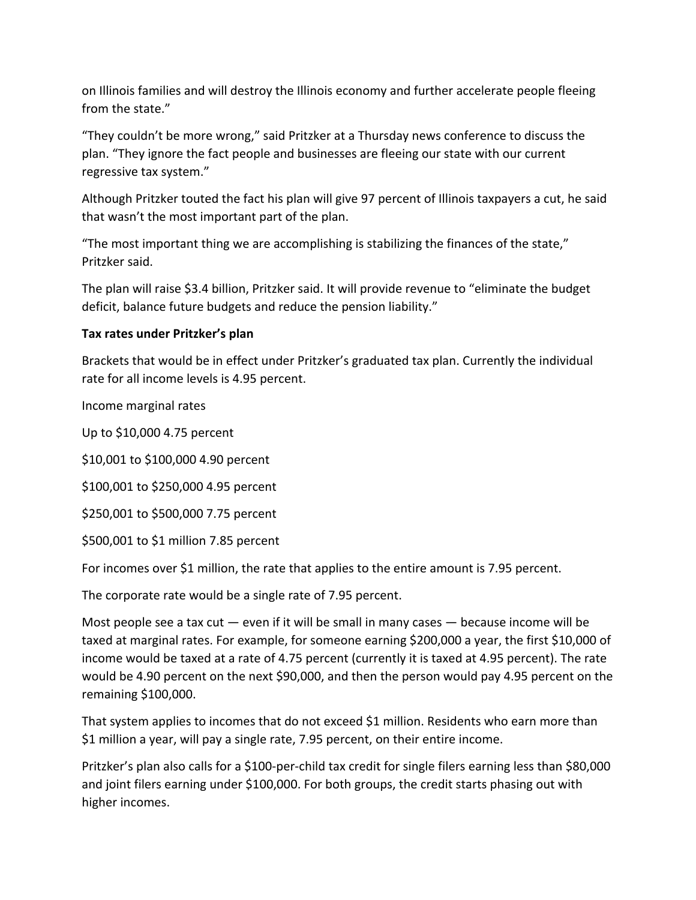on Illinois families and will destroy the Illinois economy and further accelerate people fleeing from the state."

"They couldn't be more wrong," said Pritzker at a Thursday news conference to discuss the plan. "They ignore the fact people and businesses are fleeing our state with our current regressive tax system."

Although Pritzker touted the fact his plan will give 97 percent of Illinois taxpayers a cut, he said that wasn't the most important part of the plan.

"The most important thing we are accomplishing is stabilizing the finances of the state," Pritzker said.

The plan will raise $3.4 billion, Pritzker said. It will provide revenue to "eliminate the budget deficit, balance future budgets and reduce the pension liability."

**Tax rates under Pritzker's plan**

Brackets that would be in effect under Pritzker's graduated tax plan. Currently the individual rate for all income levels is 4.95 percent.

Income marginal rates

Up to $10,000 4.75 percent

$10,001 to $100,000 4.90 percent

$100,001 to $250,000 4.95 percent

$250,001 to $500,000 7.75 percent

$500,001 to $1 million 7.85 percent

For incomes over $1 million, the rate that applies to the entire amount is 7.95 percent.

The corporate rate would be a single rate of 7.95 percent.

Most people see a tax cut — even if it will be small in many cases — because income will be taxed at marginal rates. For example, for someone earning $200,000 a year, the first $10,000 of income would be taxed at a rate of 4.75 percent (currently it is taxed at 4.95 percent). The rate would be 4.90 percent on the next $90,000, and then the person would pay 4.95 percent on the remaining $100,000.

That system applies to incomes that do not exceed $1 million. Residents who earn more than $1 million a year, will pay a single rate, 7.95 percent, on their entire income.

Pritzker's plan also calls for a $100-per-child tax credit for single filers earning less than $80,000 and joint filers earning under $100,000. For both groups, the credit starts phasing out with higher incomes.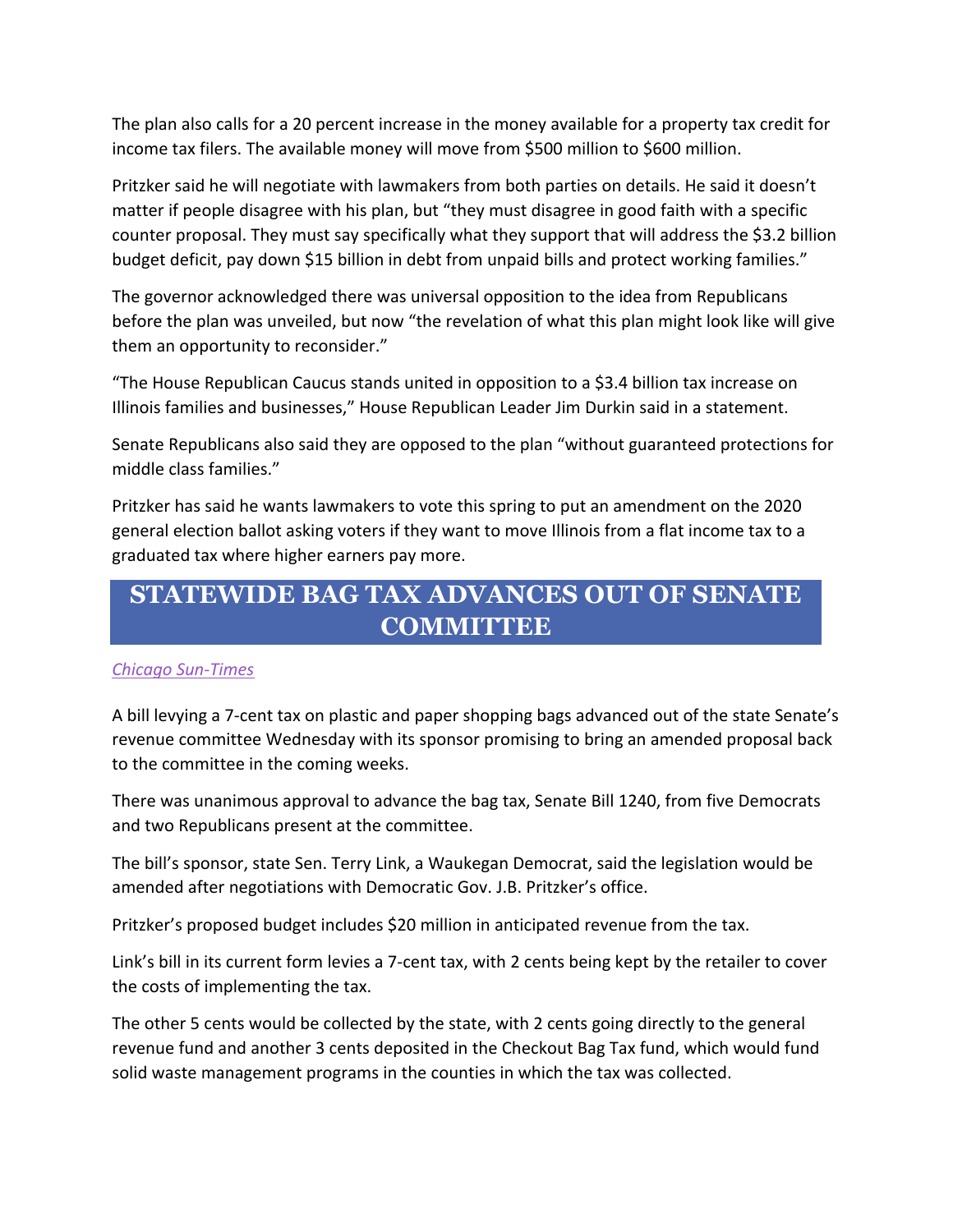The plan also calls for a 20 percent increase in the money available for a property tax credit for income tax filers. The available money will move from $500 million to $600 million.

Pritzker said he will negotiate with lawmakers from both parties on details. He said it doesn't matter if people disagree with his plan, but "they must disagree in good faith with a specific counter proposal. They must say specifically what they support that will address the $3.2 billion budget deficit, pay down $15 billion in debt from unpaid bills and protect working families."

The governor acknowledged there was universal opposition to the idea from Republicans before the plan was unveiled, but now "the revelation of what this plan might look like will give them an opportunity to reconsider."

"The House Republican Caucus stands united in opposition to a $3.4 billion tax increase on Illinois families and businesses," House Republican Leader Jim Durkin said in a statement.

Senate Republicans also said they are opposed to the plan "without guaranteed protections for middle class families."

Pritzker has said he wants lawmakers to vote this spring to put an amendment on the 2020 general election ballot asking voters if they want to move Illinois from a flat income tax to a graduated tax where higher earners pay more.

## STATEWIDE BAG TAX ADVANCES OUT OF SENATE COMMITTEE

*Chicago Sun-Times*

A bill levying a 7-cent tax on plastic and paper shopping bags advanced out of the state Senate's revenue committee Wednesday with its sponsor promising to bring an amended proposal back to the committee in the coming weeks.

There was unanimous approval to advance the bag tax, Senate Bill 1240, from five Democrats and two Republicans present at the committee.

The bill's sponsor, state Sen. Terry Link, a Waukegan Democrat, said the legislation would be amended after negotiations with Democratic Gov. J.B. Pritzker's office.

Pritzker's proposed budget includes $20 million in anticipated revenue from the tax.

Link's bill in its current form levies a 7-cent tax, with 2 cents being kept by the retailer to cover the costs of implementing the tax.

The other 5 cents would be collected by the state, with 2 cents going directly to the general revenue fund and another 3 cents deposited in the Checkout Bag Tax fund, which would fund solid waste management programs in the counties in which the tax was collected.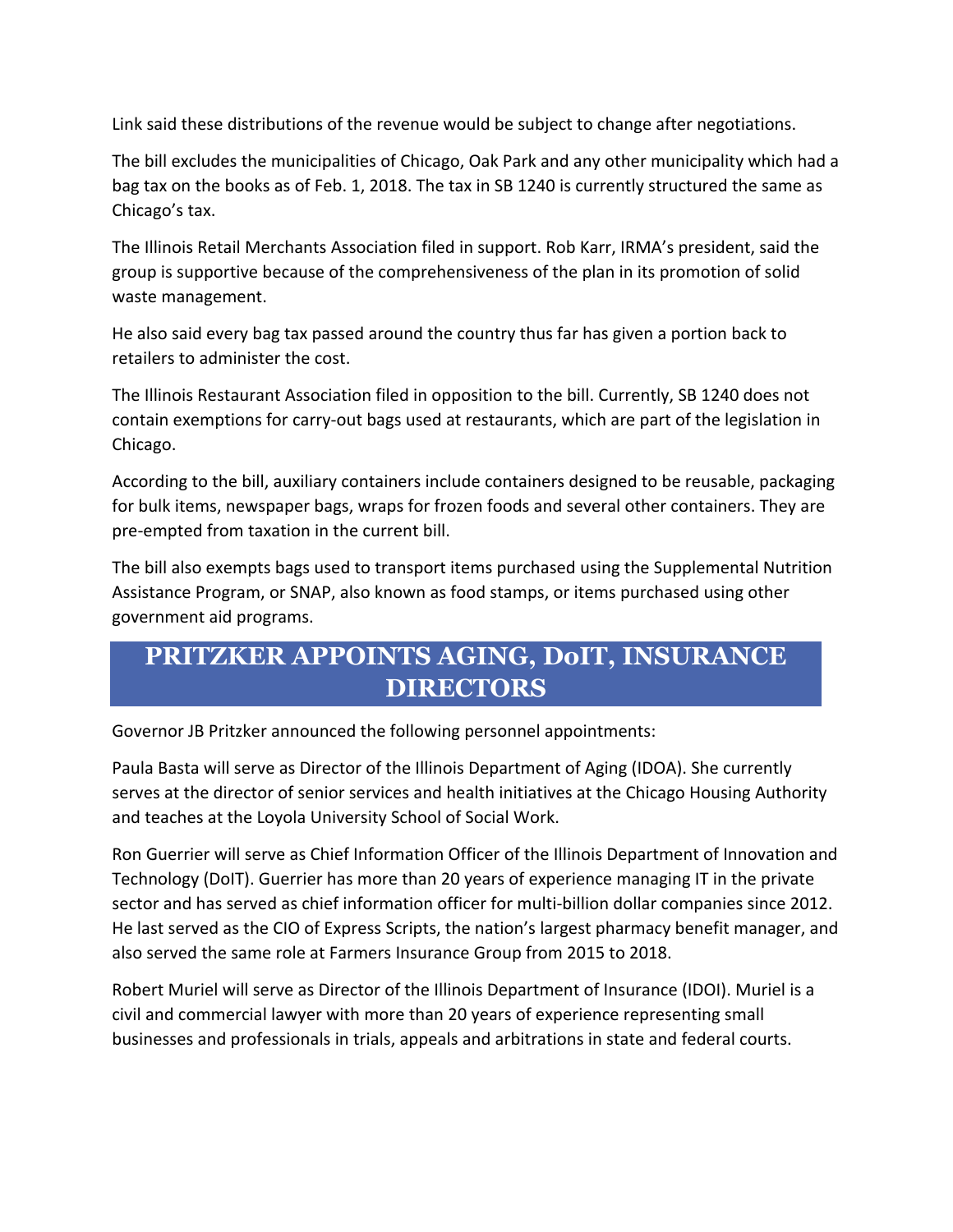Link said these distributions of the revenue would be subject to change after negotiations.

The bill excludes the municipalities of Chicago, Oak Park and any other municipality which had a bag tax on the books as of Feb. 1, 2018. The tax in SB 1240 is currently structured the same as Chicago's tax.

The Illinois Retail Merchants Association filed in support. Rob Karr, IRMA's president, said the group is supportive because of the comprehensiveness of the plan in its promotion of solid waste management.

He also said every bag tax passed around the country thus far has given a portion back to retailers to administer the cost.

The Illinois Restaurant Association filed in opposition to the bill. Currently, SB 1240 does not contain exemptions for carry-out bags used at restaurants, which are part of the legislation in Chicago.

According to the bill, auxiliary containers include containers designed to be reusable, packaging for bulk items, newspaper bags, wraps for frozen foods and several other containers. They are pre-empted from taxation in the current bill.

The bill also exempts bags used to transport items purchased using the Supplemental Nutrition Assistance Program, or SNAP, also known as food stamps, or items purchased using other government aid programs.

## PRITZKER APPOINTS AGING, DoIT, INSURANCE DIRECTORS

Governor JB Pritzker announced the following personnel appointments:

Paula Basta will serve as Director of the Illinois Department of Aging (IDOA). She currently serves at the director of senior services and health initiatives at the Chicago Housing Authority and teaches at the Loyola University School of Social Work.

Ron Guerrier will serve as Chief Information Officer of the Illinois Department of Innovation and Technology (DoIT). Guerrier has more than 20 years of experience managing IT in the private sector and has served as chief information officer for multi-billion dollar companies since 2012. He last served as the CIO of Express Scripts, the nation's largest pharmacy benefit manager, and also served the same role at Farmers Insurance Group from 2015 to 2018.

Robert Muriel will serve as Director of the Illinois Department of Insurance (IDOI). Muriel is a civil and commercial lawyer with more than 20 years of experience representing small businesses and professionals in trials, appeals and arbitrations in state and federal courts.